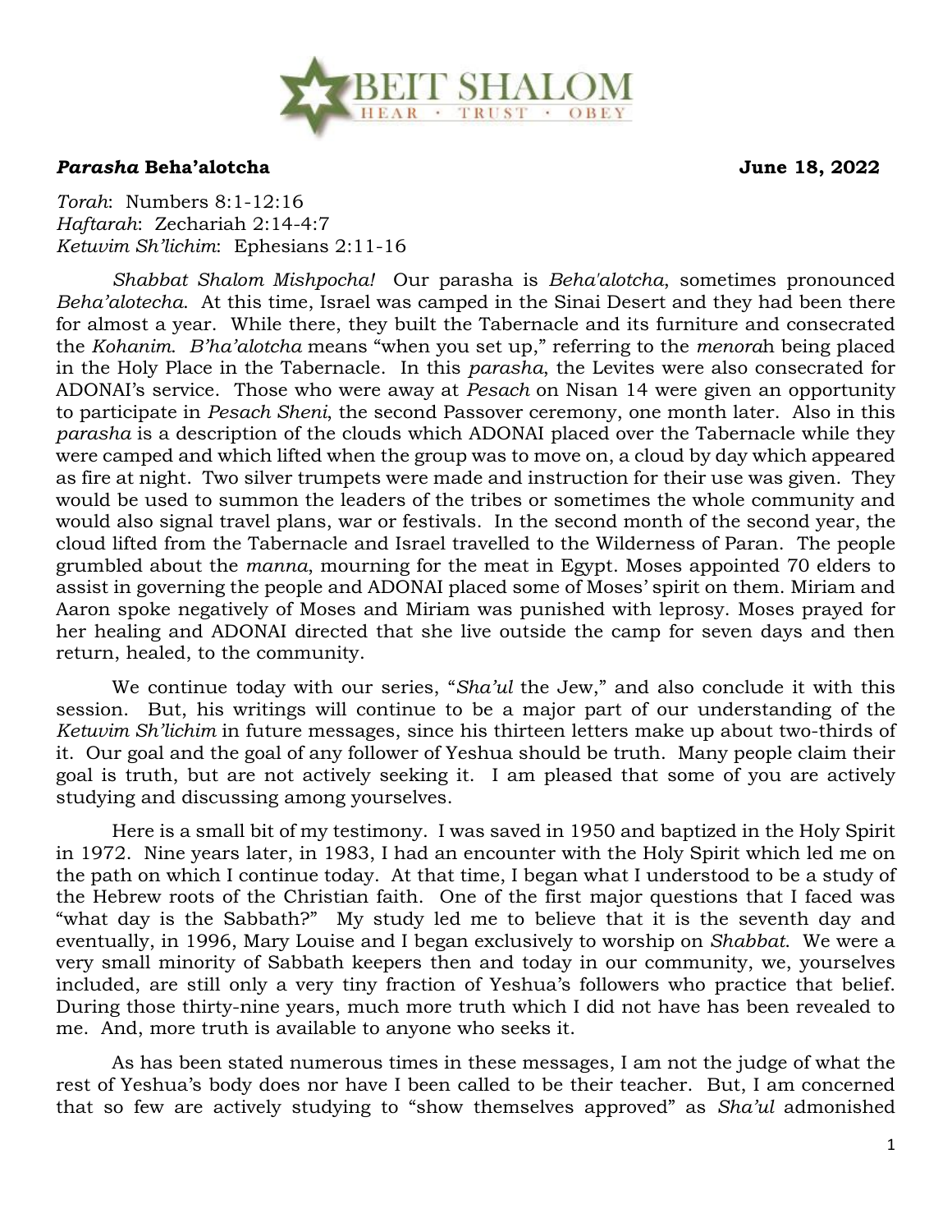BEIT SHALOM
HEAR · TRUST · OBEY

***Parasha* Beha'alotcha** **June 18, 2022**

*Torah*: Numbers 8:1-12:16
*Haftarah*: Zechariah 2:14-4:7
*Ketuvim Sh'lichim*: Ephesians 2:11-16

*Shabbat Shalom Mishpocha!* Our parasha is *Beha'alotcha*, sometimes pronounced *Beha'alotecha*. At this time, Israel was camped in the Sinai Desert and they had been there for almost a year. While there, they built the Tabernacle and its furniture and consecrated the *Kohanim*. *B'ha'alotcha* means "when you set up," referring to the *menora*h being placed in the Holy Place in the Tabernacle. In this *parasha*, the Levites were also consecrated for ADONAI's service. Those who were away at *Pesach* on Nisan 14 were given an opportunity to participate in *Pesach Sheni*, the second Passover ceremony, one month later. Also in this *parasha* is a description of the clouds which ADONAI placed over the Tabernacle while they were camped and which lifted when the group was to move on, a cloud by day which appeared as fire at night. Two silver trumpets were made and instruction for their use was given. They would be used to summon the leaders of the tribes or sometimes the whole community and would also signal travel plans, war or festivals. In the second month of the second year, the cloud lifted from the Tabernacle and Israel travelled to the Wilderness of Paran. The people grumbled about the *manna,* mourning for the meat in Egypt. Moses appointed 70 elders to assist in governing the people and ADONAI placed some of Moses' spirit on them. Miriam and Aaron spoke negatively of Moses and Miriam was punished with leprosy. Moses prayed for her healing and ADONAI directed that she live outside the camp for seven days and then return, healed, to the community.

We continue today with our series, "*Sha'ul* the Jew," and also conclude it with this session. But, his writings will continue to be a major part of our understanding of the *Ketuvim Sh'lichim* in future messages, since his thirteen letters make up about two-thirds of it. Our goal and the goal of any follower of Yeshua should be truth. Many people claim their goal is truth, but are not actively seeking it. I am pleased that some of you are actively studying and discussing among yourselves.

Here is a small bit of my testimony. I was saved in 1950 and baptized in the Holy Spirit in 1972. Nine years later, in 1983, I had an encounter with the Holy Spirit which led me on the path on which I continue today. At that time, I began what I understood to be a study of the Hebrew roots of the Christian faith. One of the first major questions that I faced was "what day is the Sabbath?" My study led me to believe that it is the seventh day and eventually, in 1996, Mary Louise and I began exclusively to worship on *Shabbat*. We were a very small minority of Sabbath keepers then and today in our community, we, yourselves included, are still only a very tiny fraction of Yeshua's followers who practice that belief. During those thirty-nine years, much more truth which I did not have has been revealed to me. And, more truth is available to anyone who seeks it.

As has been stated numerous times in these messages, I am not the judge of what the rest of Yeshua's body does nor have I been called to be their teacher. But, I am concerned that so few are actively studying to "show themselves approved" as *Sha'ul* admonished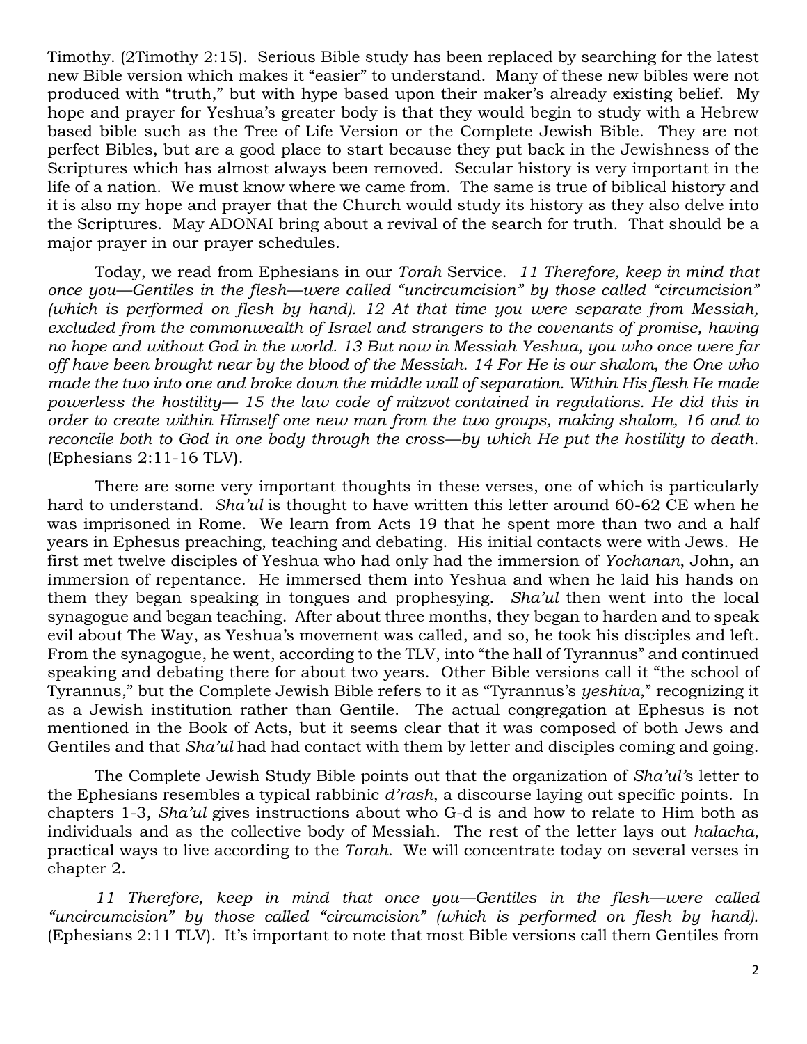Timothy. (2Timothy 2:15). Serious Bible study has been replaced by searching for the latest new Bible version which makes it "easier" to understand. Many of these new bibles were not produced with "truth," but with hype based upon their maker's already existing belief. My hope and prayer for Yeshua's greater body is that they would begin to study with a Hebrew based bible such as the Tree of Life Version or the Complete Jewish Bible. They are not perfect Bibles, but are a good place to start because they put back in the Jewishness of the Scriptures which has almost always been removed. Secular history is very important in the life of a nation. We must know where we came from. The same is true of biblical history and it is also my hope and prayer that the Church would study its history as they also delve into the Scriptures. May ADONAI bring about a revival of the search for truth. That should be a major prayer in our prayer schedules.

Today, we read from Ephesians in our *Torah* Service. *11 Therefore, keep in mind that once you—Gentiles in the flesh—were called "uncircumcision" by those called "circumcision" (which is performed on flesh by hand). 12 At that time you were separate from Messiah, excluded from the commonwealth of Israel and strangers to the covenants of promise, having no hope and without God in the world. 13 But now in Messiah Yeshua, you who once were far off have been brought near by the blood of the Messiah. 14 For He is our shalom, the One who made the two into one and broke down the middle wall of separation. Within His flesh He made powerless the hostility— 15 the law code of mitzvot contained in regulations. He did this in order to create within Himself one new man from the two groups, making shalom, 16 and to reconcile both to God in one body through the cross—by which He put the hostility to death.* (Ephesians 2:11-16 TLV).

There are some very important thoughts in these verses, one of which is particularly hard to understand. *Sha'ul* is thought to have written this letter around 60-62 CE when he was imprisoned in Rome. We learn from Acts 19 that he spent more than two and a half years in Ephesus preaching, teaching and debating. His initial contacts were with Jews. He first met twelve disciples of Yeshua who had only had the immersion of *Yochanan*, John, an immersion of repentance. He immersed them into Yeshua and when he laid his hands on them they began speaking in tongues and prophesying. *Sha'ul* then went into the local synagogue and began teaching. After about three months, they began to harden and to speak evil about The Way, as Yeshua's movement was called, and so, he took his disciples and left. From the synagogue, he went, according to the TLV, into "the hall of Tyrannus" and continued speaking and debating there for about two years. Other Bible versions call it "the school of Tyrannus," but the Complete Jewish Bible refers to it as "Tyrannus's *yeshiva*," recognizing it as a Jewish institution rather than Gentile. The actual congregation at Ephesus is not mentioned in the Book of Acts, but it seems clear that it was composed of both Jews and Gentiles and that *Sha'ul* had had contact with them by letter and disciples coming and going.

The Complete Jewish Study Bible points out that the organization of *Sha'ul'*s letter to the Ephesians resembles a typical rabbinic *d'rash*, a discourse laying out specific points. In chapters 1-3, *Sha'ul* gives instructions about who G-d is and how to relate to Him both as individuals and as the collective body of Messiah. The rest of the letter lays out *halacha*, practical ways to live according to the *Torah*. We will concentrate today on several verses in chapter 2.

*11 Therefore, keep in mind that once you—Gentiles in the flesh—were called "uncircumcision" by those called "circumcision" (which is performed on flesh by hand).* (Ephesians 2:11 TLV). It's important to note that most Bible versions call them Gentiles from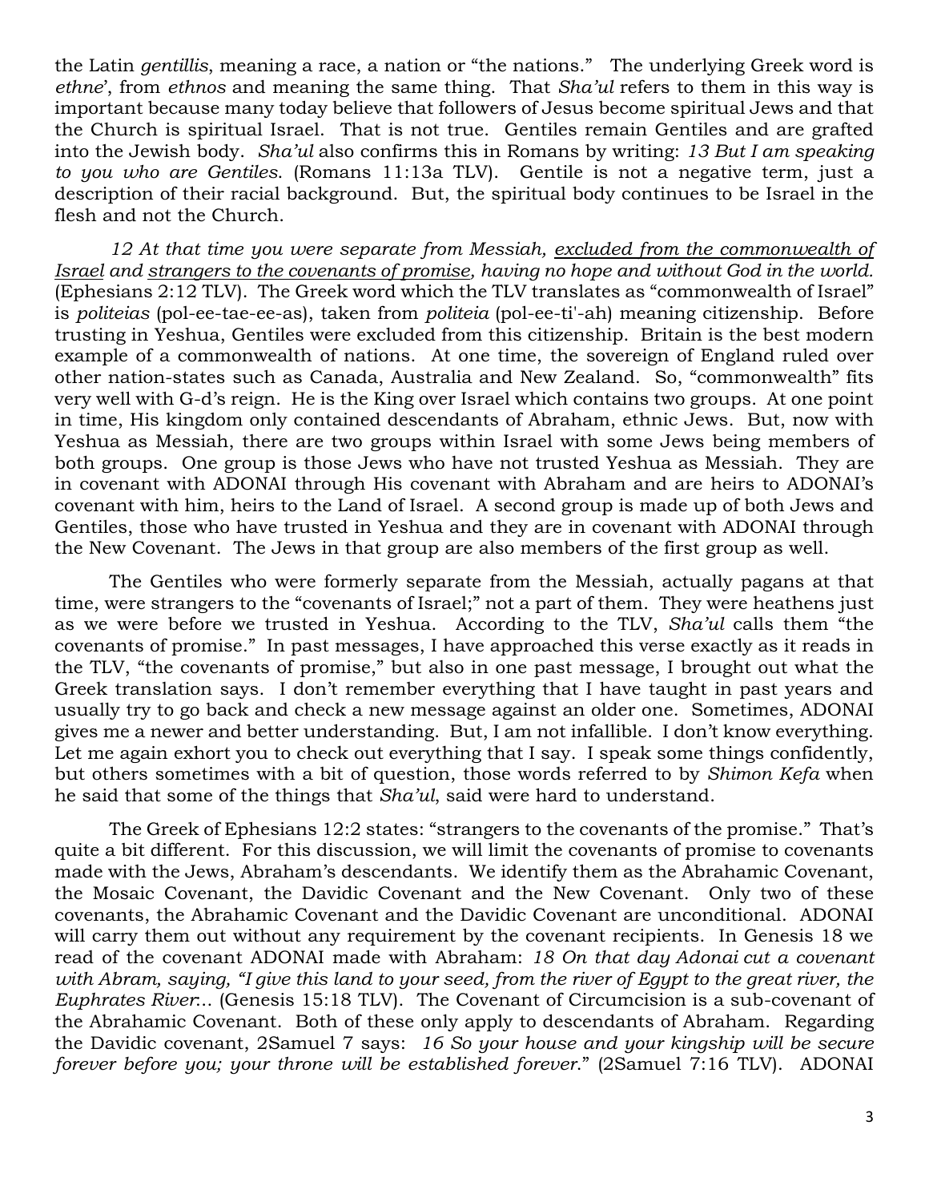the Latin *gentillis*, meaning a race, a nation or "the nations." The underlying Greek word is *ethne*', from *ethnos* and meaning the same thing. That *Sha'ul* refers to them in this way is important because many today believe that followers of Jesus become spiritual Jews and that the Church is spiritual Israel. That is not true. Gentiles remain Gentiles and are grafted into the Jewish body. *Sha'ul* also confirms this in Romans by writing: *13 But I am speaking to you who are Gentiles.* (Romans 11:13a TLV). Gentile is not a negative term, just a description of their racial background. But, the spiritual body continues to be Israel in the flesh and not the Church.

*12 At that time you were separate from Messiah, <u>excluded from the commonwealth of Israel</u> and <u>strangers to the covenants of promise</u>, having no hope and without God in the world.* (Ephesians 2:12 TLV). The Greek word which the TLV translates as "commonwealth of Israel" is *politeias* (pol-ee-tae-ee-as), taken from *politeia* (pol-ee-ti'-ah) meaning citizenship. Before trusting in Yeshua, Gentiles were excluded from this citizenship. Britain is the best modern example of a commonwealth of nations. At one time, the sovereign of England ruled over other nation-states such as Canada, Australia and New Zealand. So, "commonwealth" fits very well with G-d's reign. He is the King over Israel which contains two groups. At one point in time, His kingdom only contained descendants of Abraham, ethnic Jews. But, now with Yeshua as Messiah, there are two groups within Israel with some Jews being members of both groups. One group is those Jews who have not trusted Yeshua as Messiah. They are in covenant with ADONAI through His covenant with Abraham and are heirs to ADONAI's covenant with him, heirs to the Land of Israel. A second group is made up of both Jews and Gentiles, those who have trusted in Yeshua and they are in covenant with ADONAI through the New Covenant. The Jews in that group are also members of the first group as well.

The Gentiles who were formerly separate from the Messiah, actually pagans at that time, were strangers to the "covenants of Israel;" not a part of them. They were heathens just as we were before we trusted in Yeshua. According to the TLV, *Sha'ul* calls them "the covenants of promise." In past messages, I have approached this verse exactly as it reads in the TLV, "the covenants of promise," but also in one past message, I brought out what the Greek translation says. I don't remember everything that I have taught in past years and usually try to go back and check a new message against an older one. Sometimes, ADONAI gives me a newer and better understanding. But, I am not infallible. I don't know everything. Let me again exhort you to check out everything that I say. I speak some things confidently, but others sometimes with a bit of question, those words referred to by *Shimon Kefa* when he said that some of the things that *Sha'ul*, said were hard to understand.

The Greek of Ephesians 12:2 states: "strangers to the covenants of the promise." That's quite a bit different. For this discussion, we will limit the covenants of promise to covenants made with the Jews, Abraham's descendants. We identify them as the Abrahamic Covenant, the Mosaic Covenant, the Davidic Covenant and the New Covenant. Only two of these covenants, the Abrahamic Covenant and the Davidic Covenant are unconditional. ADONAI will carry them out without any requirement by the covenant recipients. In Genesis 18 we read of the covenant ADONAI made with Abraham: *18 On that day Adonai cut a covenant with Abram, saying, "I give this land to your seed, from the river of Egypt to the great river, the Euphrates River...* (Genesis 15:18 TLV). The Covenant of Circumcision is a sub-covenant of the Abrahamic Covenant. Both of these only apply to descendants of Abraham. Regarding the Davidic covenant, 2Samuel 7 says: *16 So your house and your kingship will be secure forever before you; your throne will be established forever*." (2Samuel 7:16 TLV). ADONAI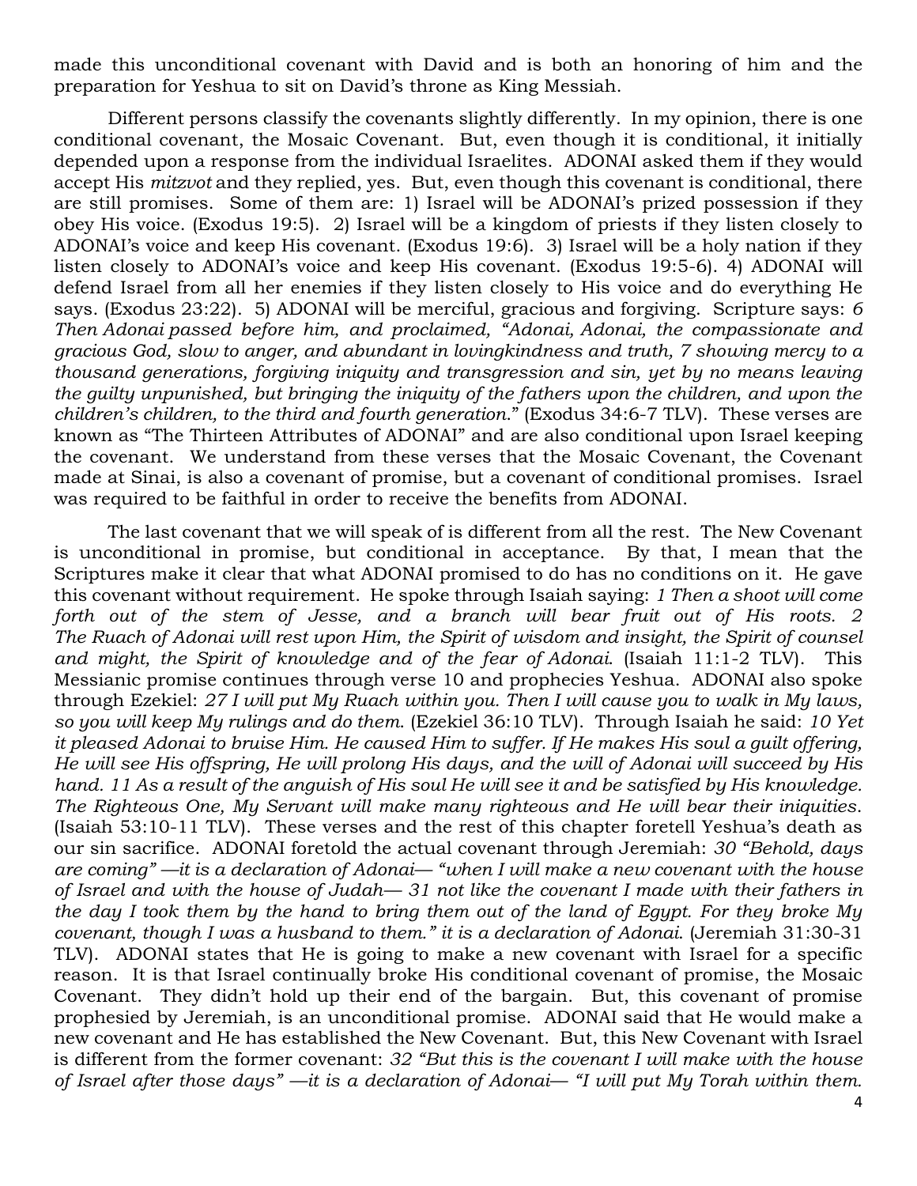made this unconditional covenant with David and is both an honoring of him and the preparation for Yeshua to sit on David's throne as King Messiah.

Different persons classify the covenants slightly differently. In my opinion, there is one conditional covenant, the Mosaic Covenant. But, even though it is conditional, it initially depended upon a response from the individual Israelites. ADONAI asked them if they would accept His *mitzvot* and they replied, yes. But, even though this covenant is conditional, there are still promises. Some of them are: 1) Israel will be ADONAI's prized possession if they obey His voice. (Exodus 19:5). 2) Israel will be a kingdom of priests if they listen closely to ADONAI's voice and keep His covenant. (Exodus 19:6). 3) Israel will be a holy nation if they listen closely to ADONAI's voice and keep His covenant. (Exodus 19:5-6). 4) ADONAI will defend Israel from all her enemies if they listen closely to His voice and do everything He says. (Exodus 23:22). 5) ADONAI will be merciful, gracious and forgiving. Scripture says: *6 Then Adonai passed before him, and proclaimed, "Adonai, Adonai, the compassionate and gracious God, slow to anger, and abundant in lovingkindness and truth, 7 showing mercy to a thousand generations, forgiving iniquity and transgression and sin, yet by no means leaving the guilty unpunished, but bringing the iniquity of the fathers upon the children, and upon the children's children, to the third and fourth generation."* (Exodus 34:6-7 TLV). These verses are known as "The Thirteen Attributes of ADONAI" and are also conditional upon Israel keeping the covenant. We understand from these verses that the Mosaic Covenant, the Covenant made at Sinai, is also a covenant of promise, but a covenant of conditional promises. Israel was required to be faithful in order to receive the benefits from ADONAI.

The last covenant that we will speak of is different from all the rest. The New Covenant is unconditional in promise, but conditional in acceptance. By that, I mean that the Scriptures make it clear that what ADONAI promised to do has no conditions on it. He gave this covenant without requirement. He spoke through Isaiah saying: *1 Then a shoot will come forth out of the stem of Jesse, and a branch will bear fruit out of His roots. 2 The Ruach of Adonai will rest upon Him, the Spirit of wisdom and insight, the Spirit of counsel and might, the Spirit of knowledge and of the fear of Adonai.* (Isaiah 11:1-2 TLV). This Messianic promise continues through verse 10 and prophecies Yeshua. ADONAI also spoke through Ezekiel: *27 I will put My Ruach within you. Then I will cause you to walk in My laws, so you will keep My rulings and do them.* (Ezekiel 36:10 TLV). Through Isaiah he said: *10 Yet it pleased Adonai to bruise Him. He caused Him to suffer. If He makes His soul a guilt offering, He will see His offspring, He will prolong His days, and the will of Adonai will succeed by His hand. 11 As a result of the anguish of His soul He will see it and be satisfied by His knowledge. The Righteous One, My Servant will make many righteous and He will bear their iniquities.* (Isaiah 53:10-11 TLV). These verses and the rest of this chapter foretell Yeshua's death as our sin sacrifice. ADONAI foretold the actual covenant through Jeremiah: *30 "Behold, days are coming" —it is a declaration of Adonai— "when I will make a new covenant with the house of Israel and with the house of Judah— 31 not like the covenant I made with their fathers in the day I took them by the hand to bring them out of the land of Egypt. For they broke My covenant, though I was a husband to them." it is a declaration of Adonai.* (Jeremiah 31:30-31 TLV). ADONAI states that He is going to make a new covenant with Israel for a specific reason. It is that Israel continually broke His conditional covenant of promise, the Mosaic Covenant. They didn't hold up their end of the bargain. But, this covenant of promise prophesied by Jeremiah, is an unconditional promise. ADONAI said that He would make a new covenant and He has established the New Covenant. But, this New Covenant with Israel is different from the former covenant: *32 "But this is the covenant I will make with the house of Israel after those days" —it is a declaration of Adonai— "I will put My Torah within them.*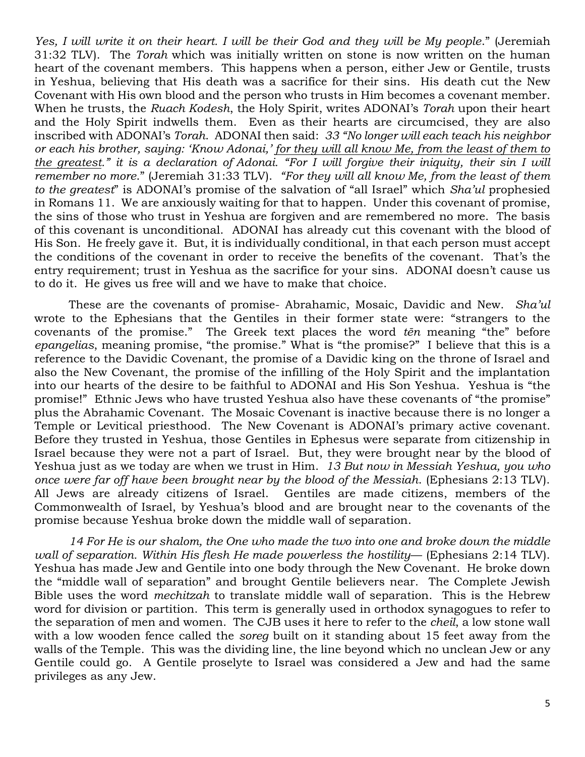*Yes, I will write it on their heart. I will be their God and they will be My people*." (Jeremiah 31:32 TLV). The *Torah* which was initially written on stone is now written on the human heart of the covenant members. This happens when a person, either Jew or Gentile, trusts in Yeshua, believing that His death was a sacrifice for their sins. His death cut the New Covenant with His own blood and the person who trusts in Him becomes a covenant member. When he trusts, the *Ruach Kodesh*, the Holy Spirit, writes ADONAI's *Torah* upon their heart and the Holy Spirit indwells them. Even as their hearts are circumcised, they are also inscribed with ADONAI's *Torah*. ADONAI then said: *33 "No longer will each teach his neighbor or each his brother, saying: 'Know Adonai,' <u>for they will all know Me, from the least of them to the greatest.</u>" it is a declaration of Adonai. "For I will forgive their iniquity, their sin I will remember no more*." (Jeremiah 31:33 TLV). *"For they will all know Me, from the least of them to the greatest*" is ADONAI's promise of the salvation of "all Israel" which *Sha'ul* prophesied in Romans 11. We are anxiously waiting for that to happen. Under this covenant of promise, the sins of those who trust in Yeshua are forgiven and are remembered no more. The basis of this covenant is unconditional. ADONAI has already cut this covenant with the blood of His Son. He freely gave it. But, it is individually conditional, in that each person must accept the conditions of the covenant in order to receive the benefits of the covenant. That's the entry requirement; trust in Yeshua as the sacrifice for your sins. ADONAI doesn't cause us to do it. He gives us free will and we have to make that choice.

These are the covenants of promise- Abrahamic, Mosaic, Davidic and New. *Sha'ul* wrote to the Ephesians that the Gentiles in their former state were: "strangers to the covenants of the promise." The Greek text places the word *tēn* meaning "the" before *epangelias*, meaning promise, "the promise." What is "the promise?" I believe that this is a reference to the Davidic Covenant, the promise of a Davidic king on the throne of Israel and also the New Covenant, the promise of the infilling of the Holy Spirit and the implantation into our hearts of the desire to be faithful to ADONAI and His Son Yeshua. Yeshua is "the promise!" Ethnic Jews who have trusted Yeshua also have these covenants of "the promise" plus the Abrahamic Covenant. The Mosaic Covenant is inactive because there is no longer a Temple or Levitical priesthood. The New Covenant is ADONAI's primary active covenant. Before they trusted in Yeshua, those Gentiles in Ephesus were separate from citizenship in Israel because they were not a part of Israel. But, they were brought near by the blood of Yeshua just as we today are when we trust in Him. *13 But now in Messiah Yeshua, you who once were far off have been brought near by the blood of the Messiah*. (Ephesians 2:13 TLV). All Jews are already citizens of Israel. Gentiles are made citizens, members of the Commonwealth of Israel, by Yeshua's blood and are brought near to the covenants of the promise because Yeshua broke down the middle wall of separation.

*14 For He is our shalom, the One who made the two into one and broke down the middle wall of separation. Within His flesh He made powerless the hostility*— (Ephesians 2:14 TLV). Yeshua has made Jew and Gentile into one body through the New Covenant. He broke down the "middle wall of separation" and brought Gentile believers near. The Complete Jewish Bible uses the word *mechitzah* to translate middle wall of separation. This is the Hebrew word for division or partition. This term is generally used in orthodox synagogues to refer to the separation of men and women. The CJB uses it here to refer to the *cheil*, a low stone wall with a low wooden fence called the *soreg* built on it standing about 15 feet away from the walls of the Temple. This was the dividing line, the line beyond which no unclean Jew or any Gentile could go. A Gentile proselyte to Israel was considered a Jew and had the same privileges as any Jew.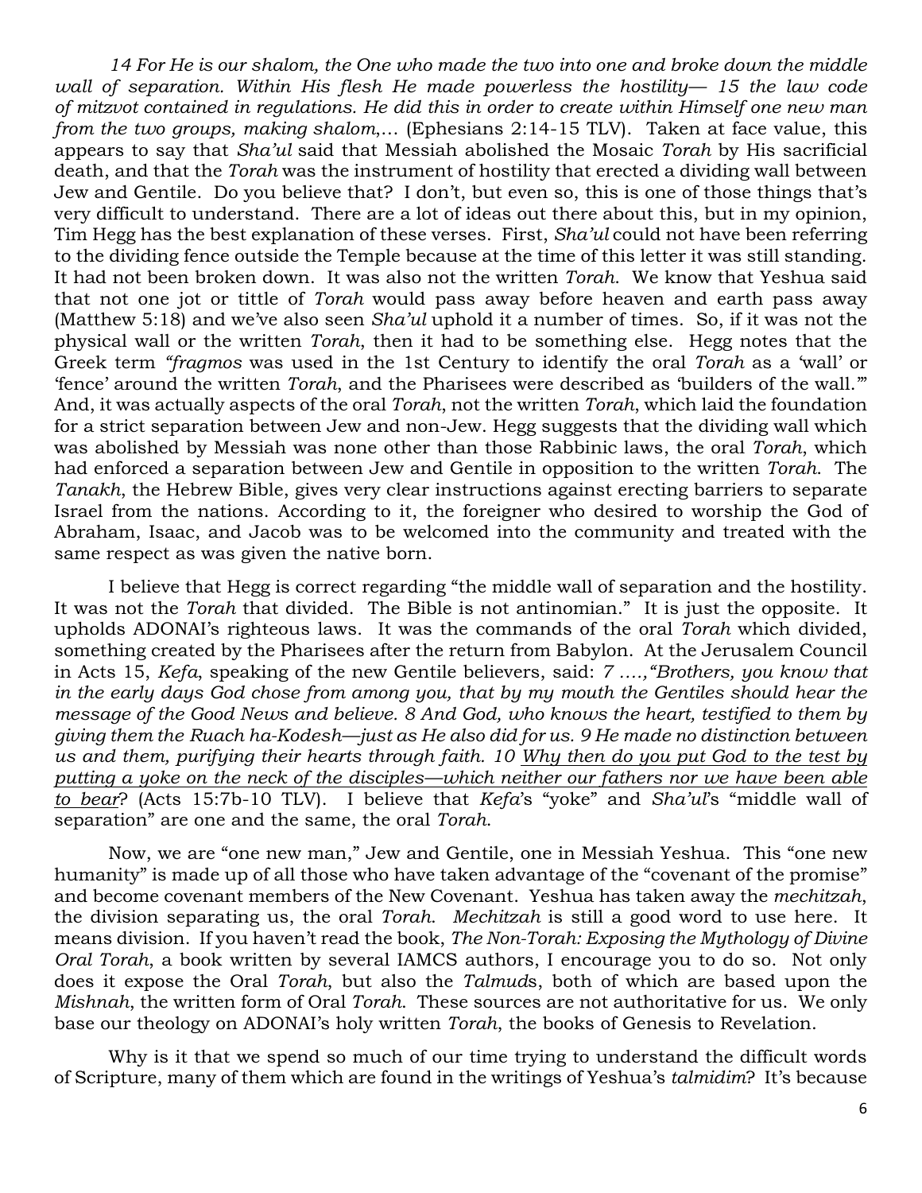*14 For He is our shalom, the One who made the two into one and broke down the middle wall of separation. Within His flesh He made powerless the hostility— 15 the law code of mitzvot contained in regulations. He did this in order to create within Himself one new man from the two groups, making shalom,…* (Ephesians 2:14-15 TLV). Taken at face value, this appears to say that *Sha'ul* said that Messiah abolished the Mosaic *Torah* by His sacrificial death, and that the *Torah* was the instrument of hostility that erected a dividing wall between Jew and Gentile. Do you believe that? I don't, but even so, this is one of those things that's very difficult to understand. There are a lot of ideas out there about this, but in my opinion, Tim Hegg has the best explanation of these verses. First, *Sha'ul* could not have been referring to the dividing fence outside the Temple because at the time of this letter it was still standing. It had not been broken down. It was also not the written *Torah*. We know that Yeshua said that not one jot or tittle of *Torah* would pass away before heaven and earth pass away (Matthew 5:18) and we've also seen *Sha'ul* uphold it a number of times. So, if it was not the physical wall or the written *Torah*, then it had to be something else. Hegg notes that the Greek term *"fragmos* was used in the 1st Century to identify the oral *Torah* as a 'wall' or 'fence' around the written *Torah*, and the Pharisees were described as 'builders of the wall.'" And, it was actually aspects of the oral *Torah*, not the written *Torah*, which laid the foundation for a strict separation between Jew and non-Jew. Hegg suggests that the dividing wall which was abolished by Messiah was none other than those Rabbinic laws, the oral *Torah*, which had enforced a separation between Jew and Gentile in opposition to the written *Torah*. The *Tanakh*, the Hebrew Bible, gives very clear instructions against erecting barriers to separate Israel from the nations. According to it, the foreigner who desired to worship the God of Abraham, Isaac, and Jacob was to be welcomed into the community and treated with the same respect as was given the native born.

I believe that Hegg is correct regarding "the middle wall of separation and the hostility. It was not the *Torah* that divided. The Bible is not antinomian." It is just the opposite. It upholds ADONAI's righteous laws. It was the commands of the oral *Torah* which divided, something created by the Pharisees after the return from Babylon. At the Jerusalem Council in Acts 15, *Kefa*, speaking of the new Gentile believers, said: *7 ….,"Brothers, you know that in the early days God chose from among you, that by my mouth the Gentiles should hear the message of the Good News and believe. 8 And God, who knows the heart, testified to them by giving them the Ruach ha-Kodesh—just as He also did for us. 9 He made no distinction between us and them, purifying their hearts through faith. 10 <u>Why then do you put God to the test by putting a yoke on the neck of the disciples—which neither our fathers nor we have been able to bear</u>?* (Acts 15:7b-10 TLV). I believe that *Kefa*'s "yoke" and *Sha'ul*'s "middle wall of separation" are one and the same, the oral *Torah*.

Now, we are "one new man," Jew and Gentile, one in Messiah Yeshua. This "one new humanity" is made up of all those who have taken advantage of the "covenant of the promise" and become covenant members of the New Covenant. Yeshua has taken away the *mechitzah*, the division separating us, the oral *Torah*. *Mechitzah* is still a good word to use here. It means division. If you haven't read the book, *The Non-Torah: Exposing the Mythology of Divine Oral Torah*, a book written by several IAMCS authors, I encourage you to do so. Not only does it expose the Oral *Torah*, but also the *Talmud*s, both of which are based upon the *Mishnah*, the written form of Oral *Torah*. These sources are not authoritative for us. We only base our theology on ADONAI's holy written *Torah*, the books of Genesis to Revelation.

Why is it that we spend so much of our time trying to understand the difficult words of Scripture, many of them which are found in the writings of Yeshua's *talmidim*? It's because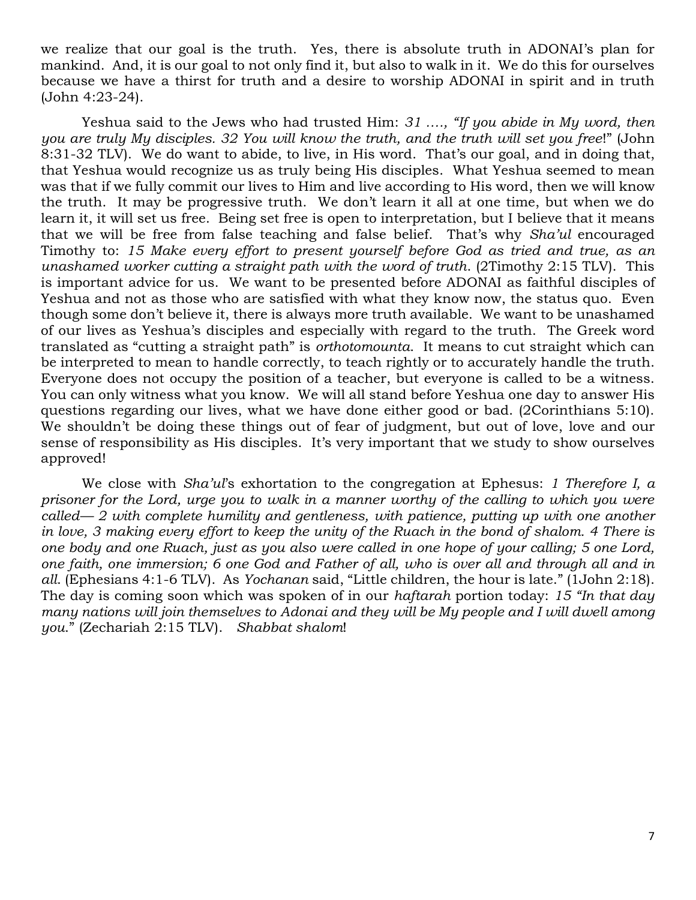we realize that our goal is the truth. Yes, there is absolute truth in ADONAI's plan for mankind. And, it is our goal to not only find it, but also to walk in it. We do this for ourselves because we have a thirst for truth and a desire to worship ADONAI in spirit and in truth (John 4:23-24).

Yeshua said to the Jews who had trusted Him: *31 …., "If you abide in My word, then you are truly My disciples. 32 You will know the truth, and the truth will set you free*!" (John 8:31-32 TLV). We do want to abide, to live, in His word. That's our goal, and in doing that, that Yeshua would recognize us as truly being His disciples. What Yeshua seemed to mean was that if we fully commit our lives to Him and live according to His word, then we will know the truth. It may be progressive truth. We don't learn it all at one time, but when we do learn it, it will set us free. Being set free is open to interpretation, but I believe that it means that we will be free from false teaching and false belief. That's why *Sha'ul* encouraged Timothy to: *15 Make every effort to present yourself before God as tried and true, as an unashamed worker cutting a straight path with the word of truth*. (2Timothy 2:15 TLV). This is important advice for us. We want to be presented before ADONAI as faithful disciples of Yeshua and not as those who are satisfied with what they know now, the status quo. Even though some don't believe it, there is always more truth available. We want to be unashamed of our lives as Yeshua's disciples and especially with regard to the truth. The Greek word translated as "cutting a straight path" is *orthotomounta*. It means to cut straight which can be interpreted to mean to handle correctly, to teach rightly or to accurately handle the truth. Everyone does not occupy the position of a teacher, but everyone is called to be a witness. You can only witness what you know. We will all stand before Yeshua one day to answer His questions regarding our lives, what we have done either good or bad. (2Corinthians 5:10). We shouldn't be doing these things out of fear of judgment, but out of love, love and our sense of responsibility as His disciples. It's very important that we study to show ourselves approved!

We close with *Sha'ul*'s exhortation to the congregation at Ephesus: *1 Therefore I, a prisoner for the Lord, urge you to walk in a manner worthy of the calling to which you were called— 2 with complete humility and gentleness, with patience, putting up with one another in love, 3 making every effort to keep the unity of the Ruach in the bond of shalom. 4 There is one body and one Ruach, just as you also were called in one hope of your calling; 5 one Lord, one faith, one immersion; 6 one God and Father of all, who is over all and through all and in all*. (Ephesians 4:1-6 TLV). As *Yochanan* said, "Little children, the hour is late." (1John 2:18). The day is coming soon which was spoken of in our *haftarah* portion today: *15 "In that day many nations will join themselves to Adonai and they will be My people and I will dwell among you*." (Zechariah 2:15 TLV). *Shabbat shalom*!